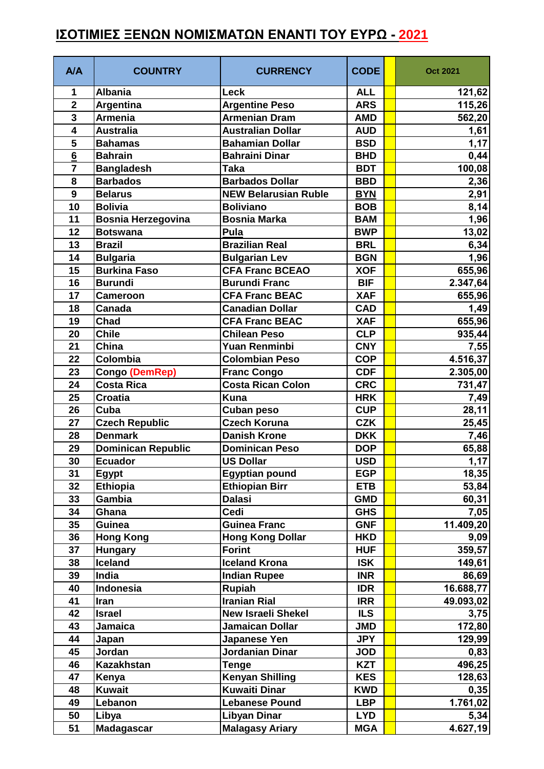# ΙΣΟΤΙΜΙΕΣ ΞΕΝΩΝ ΝΟΜΙΣΜΑΤΩΝ ΕΝΑΝΤΙ ΤΟΥ ΕΥΡΩ - 2021

| A/A | COUNTRY | CURRENCY | CODE | | Oct 2021 |
|---|---|---|---|---|---|
| 1 | Albania | Leck | ALL | | 121,62 |
| 2 | Argentina | Argentine Peso | ARS | | 115,26 |
| 3 | Armenia | Armenian Dram | AMD | | 562,20 |
| 4 | Australia | Australian Dollar | AUD | | 1,61 |
| 5 | Bahamas | Bahamian Dollar | BSD | | 1,17 |
| 6 | Bahrain | Bahraini Dinar | BHD | | 0,44 |
| 7 | Bangladesh | Taka | BDT | | 100,08 |
| 8 | Barbados | Barbados Dollar | BBD | | 2,36 |
| 9 | Belarus | NEW Belarusian Ruble | BYN | | 2,91 |
| 10 | Bolivia | Boliviano | BOB | | 8,14 |
| 11 | Bosnia Herzegovina | Bosnia Marka | BAM | | 1,96 |
| 12 | Botswana | Pula | BWP | | 13,02 |
| 13 | Brazil | Brazilian Real | BRL | | 6,34 |
| 14 | Bulgaria | Bulgarian Lev | BGN | | 1,96 |
| 15 | Burkina Faso | CFA Franc BCEAO | XOF | | 655,96 |
| 16 | Burundi | Burundi Franc | BIF | | 2.347,64 |
| 17 | Cameroon | CFA Franc BEAC | XAF | | 655,96 |
| 18 | Canada | Canadian Dollar | CAD | | 1,49 |
| 19 | Chad | CFA Franc BEAC | XAF | | 655,96 |
| 20 | Chile | Chilean Peso | CLP | | 935,44 |
| 21 | China | Yuan Renminbi | CNY | | 7,55 |
| 22 | Colombia | Colombian Peso | COP | | 4.516,37 |
| 23 | Congo (DemRep) | Franc Congo | CDF | | 2.305,00 |
| 24 | Costa Rica | Costa Rican Colon | CRC | | 731,47 |
| 25 | Croatia | Kuna | HRK | | 7,49 |
| 26 | Cuba | Cuban peso | CUP | | 28,11 |
| 27 | Czech Republic | Czech Koruna | CZK | | 25,45 |
| 28 | Denmark | Danish Krone | DKK | | 7,46 |
| 29 | Dominican Republic | Dominican Peso | DOP | | 65,88 |
| 30 | Ecuador | US Dollar | USD | | 1,17 |
| 31 | Egypt | Egyptian pound | EGP | | 18,35 |
| 32 | Ethiopia | Ethiopian Birr | ETB | | 53,84 |
| 33 | Gambia | Dalasi | GMD | | 60,31 |
| 34 | Ghana | Cedi | GHS | | 7,05 |
| 35 | Guinea | Guinea Franc | GNF | | 11.409,20 |
| 36 | Hong Kong | Hong Kong Dollar | HKD | | 9,09 |
| 37 | Hungary | Forint | HUF | | 359,57 |
| 38 | Iceland | Iceland Krona | ISK | | 149,61 |
| 39 | India | Indian Rupee | INR | | 86,69 |
| 40 | Indonesia | Rupiah | IDR | | 16.688,77 |
| 41 | Iran | Iranian Rial | IRR | | 49.093,02 |
| 42 | Israel | New Israeli Shekel | ILS | | 3,75 |
| 43 | Jamaica | Jamaican Dollar | JMD | | 172,80 |
| 44 | Japan | Japanese Yen | JPY | | 129,99 |
| 45 | Jordan | Jordanian Dinar | JOD | | 0,83 |
| 46 | Kazakhstan | Tenge | KZT | | 496,25 |
| 47 | Kenya | Kenyan Shilling | KES | | 128,63 |
| 48 | Kuwait | Kuwaiti Dinar | KWD | | 0,35 |
| 49 | Lebanon | Lebanese Pound | LBP | | 1.761,02 |
| 50 | Libya | Libyan Dinar | LYD | | 5,34 |
| 51 | Madagascar | Malagasy Ariary | MGA | | 4.627,19 |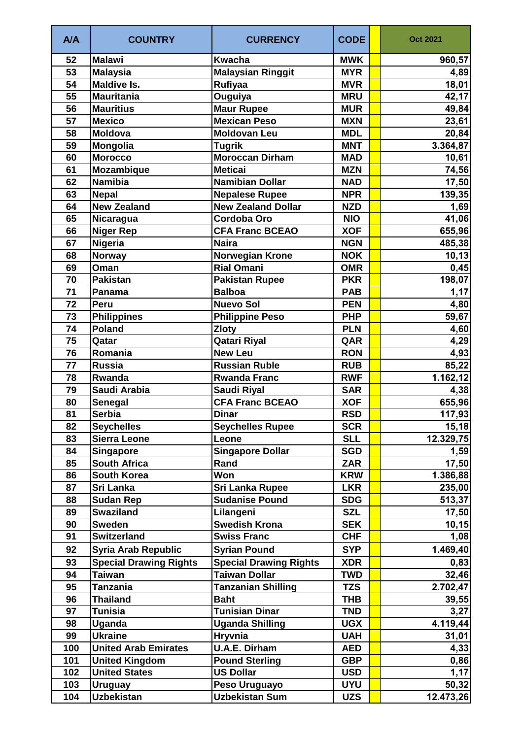| A/A | COUNTRY | CURRENCY | CODE | | Oct 2021 |
|---|---|---|---|---|---|
| 52 | Malawi | Kwacha | MWK | | 960,57 |
| 53 | Malaysia | Malaysian Ringgit | MYR | | 4,89 |
| 54 | Maldive Is. | Rufiyaa | MVR | | 18,01 |
| 55 | Mauritania | Ouguiya | MRU | | 42,17 |
| 56 | Mauritius | Maur Rupee | MUR | | 49,84 |
| 57 | Mexico | Mexican Peso | MXN | | 23,61 |
| 58 | Moldova | Moldovan Leu | MDL | | 20,84 |
| 59 | Mongolia | Tugrik | MNT | | 3.364,87 |
| 60 | Morocco | Moroccan Dirham | MAD | | 10,61 |
| 61 | Mozambique | Meticai | MZN | | 74,56 |
| 62 | Namibia | Namibian Dollar | NAD | | 17,50 |
| 63 | Nepal | Nepalese Rupee | NPR | | 139,35 |
| 64 | New Zealand | New Zealand Dollar | NZD | | 1,69 |
| 65 | Nicaragua | Cordoba Oro | NIO | | 41,06 |
| 66 | Niger Rep | CFA Franc BCEAO | XOF | | 655,96 |
| 67 | Nigeria | Naira | NGN | | 485,38 |
| 68 | Norway | Norwegian Krone | NOK | | 10,13 |
| 69 | Oman | Rial Omani | OMR | | 0,45 |
| 70 | Pakistan | Pakistan Rupee | PKR | | 198,07 |
| 71 | Panama | Balboa | PAB | | 1,17 |
| 72 | Peru | Nuevo Sol | PEN | | 4,80 |
| 73 | Philippines | Philippine Peso | PHP | | 59,67 |
| 74 | Poland | Zloty | PLN | | 4,60 |
| 75 | Qatar | Qatari Riyal | QAR | | 4,29 |
| 76 | Romania | New Leu | RON | | 4,93 |
| 77 | Russia | Russian Ruble | RUB | | 85,22 |
| 78 | Rwanda | Rwanda Franc | RWF | | 1.162,12 |
| 79 | Saudi Arabia | Saudi Riyal | SAR | | 4,38 |
| 80 | Senegal | CFA Franc BCEAO | XOF | | 655,96 |
| 81 | Serbia | Dinar | RSD | | 117,93 |
| 82 | Seychelles | Seychelles Rupee | SCR | | 15,18 |
| 83 | Sierra Leone | Leone | SLL | | 12.329,75 |
| 84 | Singapore | Singapore Dollar | SGD | | 1,59 |
| 85 | South Africa | Rand | ZAR | | 17,50 |
| 86 | South Korea | Won | KRW | | 1.386,88 |
| 87 | Sri Lanka | Sri Lanka Rupee | LKR | | 235,00 |
| 88 | Sudan Rep | Sudanise Pound | SDG | | 513,37 |
| 89 | Swaziland | Lilangeni | SZL | | 17,50 |
| 90 | Sweden | Swedish Krona | SEK | | 10,15 |
| 91 | Switzerland | Swiss Franc | CHF | | 1,08 |
| 92 | Syria Arab Republic | Syrian Pound | SYP | | 1.469,40 |
| 93 | Special Drawing Rights | Special Drawing Rights | XDR | | 0,83 |
| 94 | Taiwan | Taiwan Dollar | TWD | | 32,46 |
| 95 | Tanzania | Tanzanian Shilling | TZS | | 2.702,47 |
| 96 | Thailand | Baht | THB | | 39,55 |
| 97 | Tunisia | Tunisian Dinar | TND | | 3,27 |
| 98 | Uganda | Uganda Shilling | UGX | | 4.119,44 |
| 99 | Ukraine | Hryvnia | UAH | | 31,01 |
| 100 | United Arab Emirates | U.A.E. Dirham | AED | | 4,33 |
| 101 | United Kingdom | Pound Sterling | GBP | | 0,86 |
| 102 | United States | US Dollar | USD | | 1,17 |
| 103 | Uruguay | Peso Uruguayo | UYU | | 50,32 |
| 104 | Uzbekistan | Uzbekistan Sum | UZS | | 12.473,26 |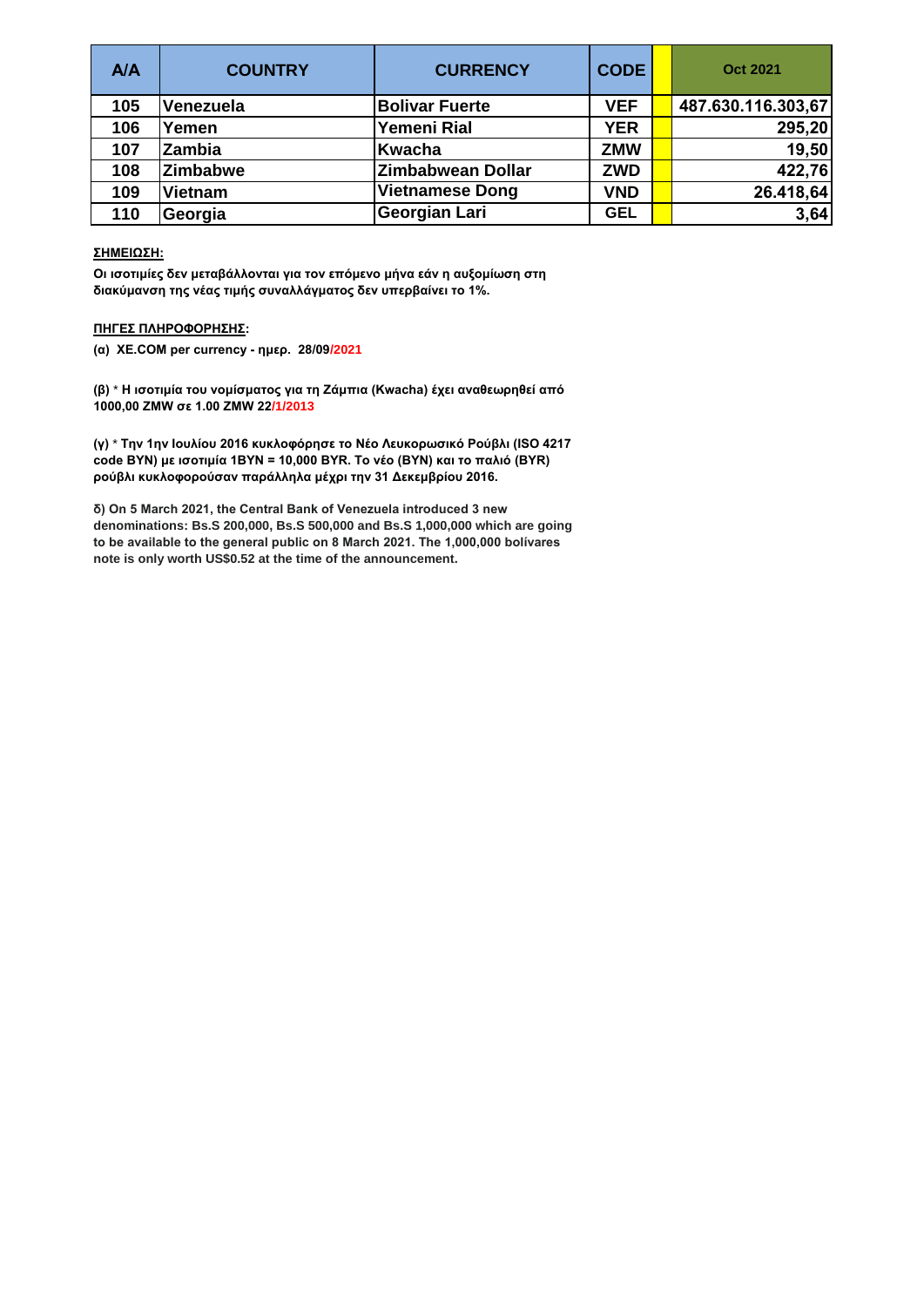| A/A | COUNTRY | CURRENCY | CODE | | Oct 2021 |
|---|---|---|---|---|---|
| 105 | Venezuela | Bolivar Fuerte | VEF | | 487.630.116.303,67 |
| 106 | Yemen | Yemeni Rial | YER | | 295,20 |
| 107 | Zambia | Kwacha | ZMW | | 19,50 |
| 108 | Zimbabwe | Zimbabwean Dollar | ZWD | | 422,76 |
| 109 | Vietnam | Vietnamese Dong | VND | | 26.418,64 |
| 110 | Georgia | Georgian Lari | GEL | | 3,64 |

**ΣΗΜΕΙΩΣΗ:**

**Οι ισοτιμίες δεν μεταβάλλονται για τον επόμενο μήνα εάν η αυξομίωση στη διακύμανση της νέας τιμής συναλλάγματος δεν υπερβαίνει το 1%.**

**ΠΗΓΕΣ ΠΛΗΡΟΦΟΡΗΣΗΣ:**

**(α) XE.COM per currency - ημερ. 28/09/2021**

**(β) * Η ισοτιμία του νομίσματος για τη Ζάμπια (Kwacha) έχει αναθεωρηθεί από 1000,00 ZMW σε 1.00 ZMW 22/1/2013**

**(γ) * Την 1ην Ιουλίου 2016 κυκλοφόρησε το Νέο Λευκορωσικό Ρούβλι (ISO 4217 code BYN) με ισοτιμία 1BYN = 10,000 BYR. Το νέο (BYN) και το παλιό (BYR) ρούβλι κυκλοφορούσαν παράλληλα μέχρι την 31 Δεκεμβρίου 2016.**

**δ) On 5 March 2021, the Central Bank of Venezuela introduced 3 new denominations: Bs.S 200,000, Bs.S 500,000 and Bs.S 1,000,000 which are going to be available to the general public on 8 March 2021. The 1,000,000 bolívares note is only worth US$0.52 at the time of the announcement.**